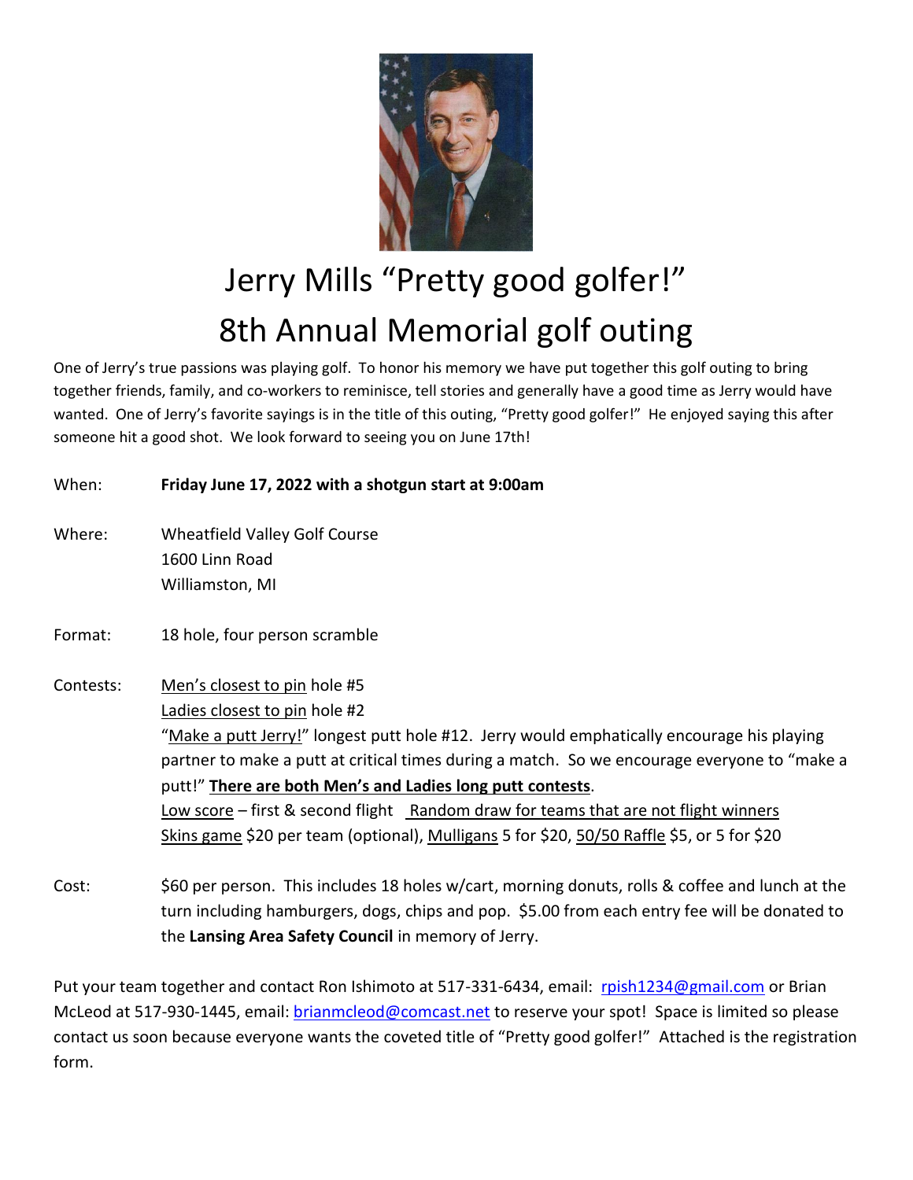# Jerry Mills "Pretty good golfer!"
# 8th Annual Memorial golf outing

One of Jerry's true passions was playing golf. To honor his memory we have put together this golf outing to bring together friends, family, and co-workers to reminisce, tell stories and generally have a good time as Jerry would have wanted. One of Jerry's favorite sayings is in the title of this outing, "Pretty good golfer!" He enjoyed saying this after someone hit a good shot. We look forward to seeing you on June 17th!

When: **Friday June 17, 2022 with a shotgun start at 9:00am**

Where: Wheatfield Valley Golf Course
1600 Linn Road
Williamston, MI

Format: 18 hole, four person scramble

Contests: Men's closest to pin hole #5
Ladies closest to pin hole #2
"Make a putt Jerry!" longest putt hole #12. Jerry would emphatically encourage his playing partner to make a putt at critical times during a match. So we encourage everyone to "make a putt!" **There are both Men's and Ladies long putt contests**.
Low score – first & second flight Random draw for teams that are not flight winners
Skins game $20 per team (optional), Mulligans 5 for $20, 50/50 Raffle $5, or 5 for $20

Cost: $60 per person. This includes 18 holes w/cart, morning donuts, rolls & coffee and lunch at the turn including hamburgers, dogs, chips and pop. $5.00 from each entry fee will be donated to the **Lansing Area Safety Council** in memory of Jerry.

Put your team together and contact Ron Ishimoto at 517-331-6434, email: rpish1234@gmail.com or Brian McLeod at 517-930-1445, email: brianmcleod@comcast.net to reserve your spot! Space is limited so please contact us soon because everyone wants the coveted title of "Pretty good golfer!" Attached is the registration form.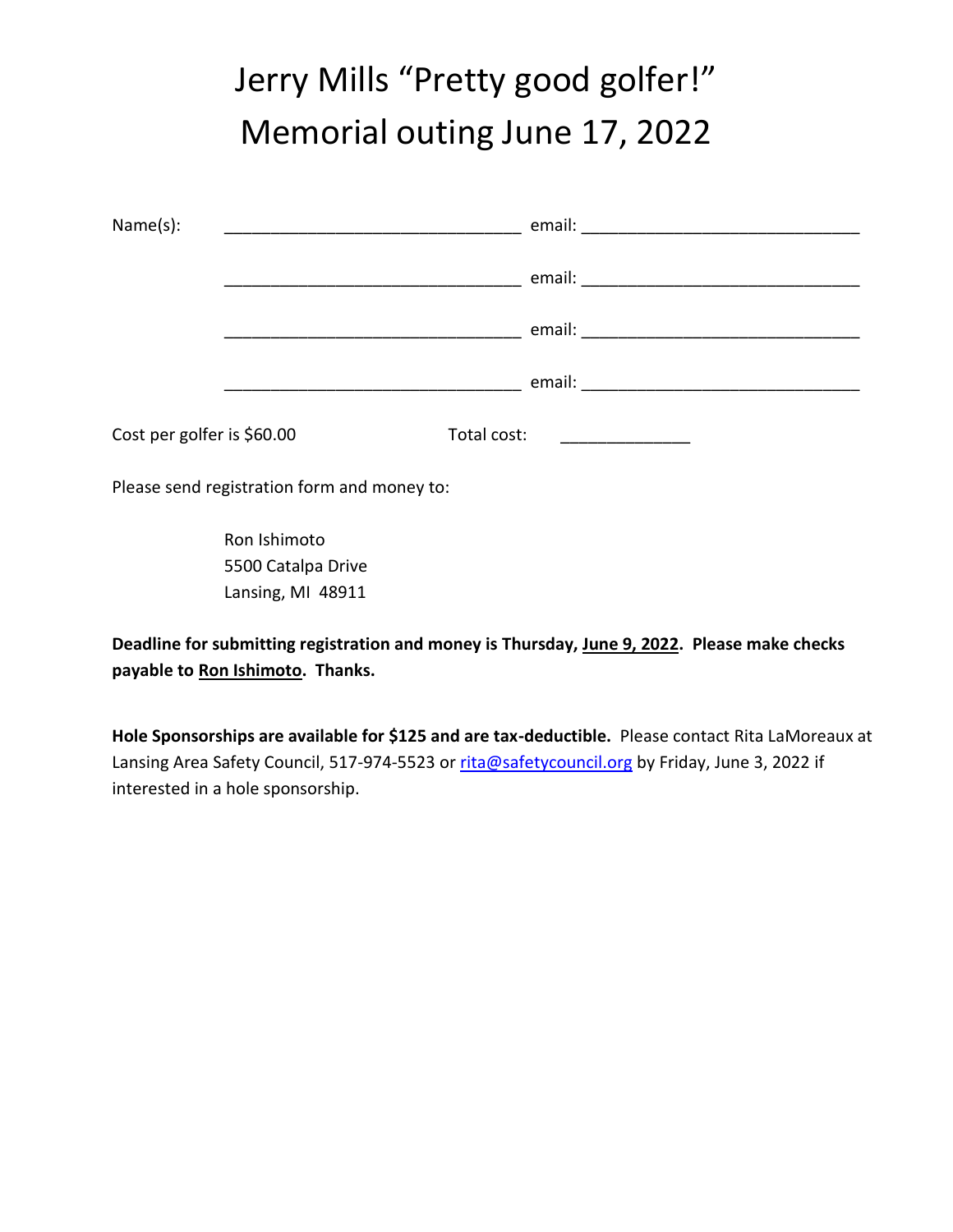# Jerry Mills "Pretty good golfer!"
# Memorial outing June 17, 2022

Name(s): ______________________________ email: ____________________________

______________________________ email: ____________________________

______________________________ email: ____________________________

______________________________ email: ____________________________

Cost per golfer is $60.00 Total cost: _____________

Please send registration form and money to:

Ron Ishimoto
5500 Catalpa Drive
Lansing, MI 48911

**Deadline for submitting registration and money is Thursday, June 9, 2022. Please make checks payable to Ron Ishimoto. Thanks.**

**Hole Sponsorships are available for $125 and are tax-deductible.** Please contact Rita LaMoreaux at Lansing Area Safety Council, 517-974-5523 or rita@safetycouncil.org by Friday, June 3, 2022 if interested in a hole sponsorship.